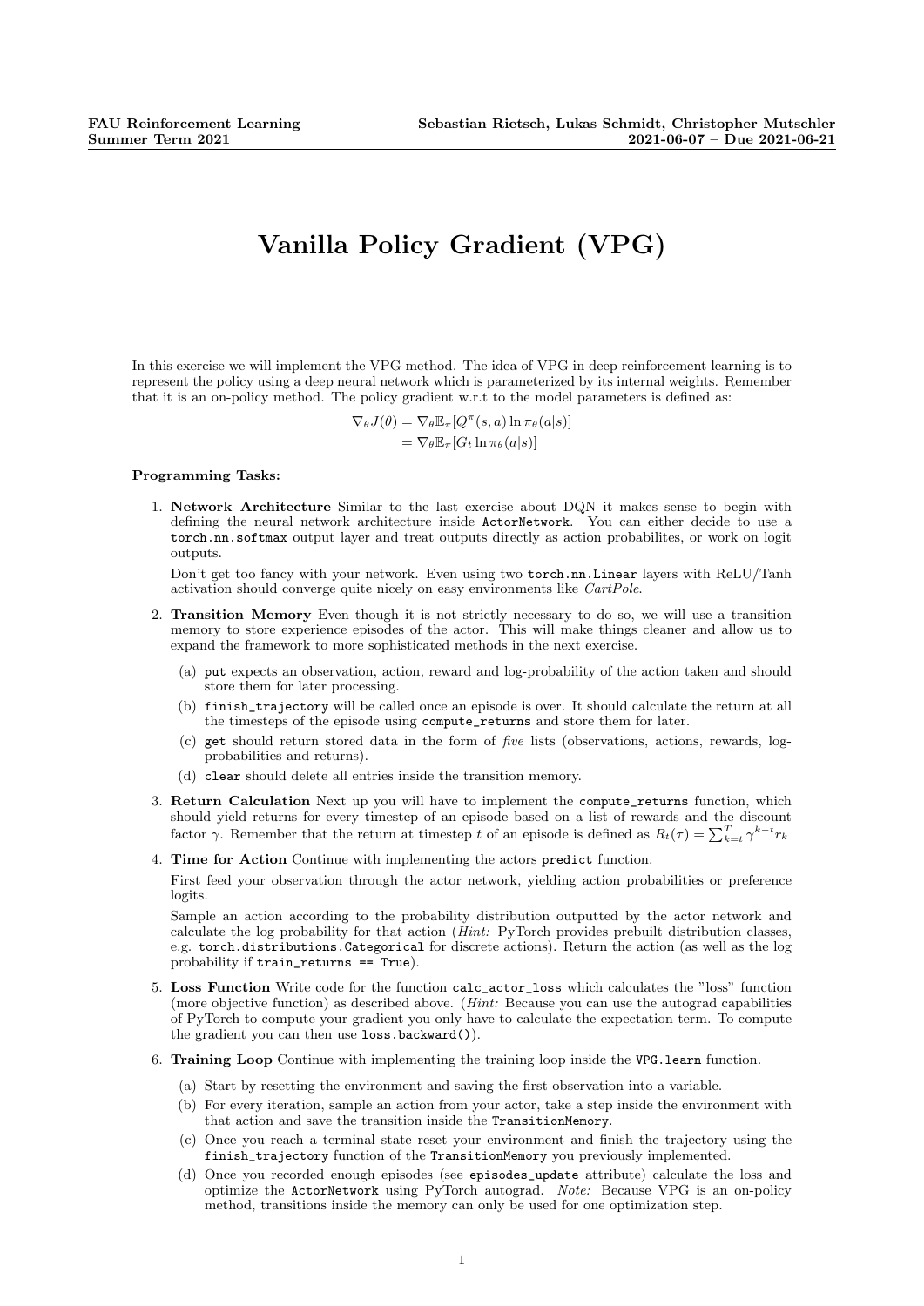# Vanilla Policy Gradient (VPG)

In this exercise we will implement the VPG method. The idea of VPG in deep reinforcement learning is to represent the policy using a deep neural network which is parameterized by its internal weights. Remember that it is an on-policy method. The policy gradient w.r.t to the model parameters is defined as:

$$
\begin{aligned}
\nabla_\theta J(\theta) &= \nabla_\theta \mathbb{E}_\pi[Q^\pi(s,a) \ln \pi_\theta(a|s)] \\
&= \nabla_\theta \mathbb{E}_\pi[G_t \ln \pi_\theta(a|s)]
\end{aligned}
$$

**Programming Tasks:**

1. **Network Architecture** Similar to the last exercise about DQN it makes sense to begin with defining the neural network architecture inside `ActorNetwork`. You can either decide to use a `torch.nn.softmax` output layer and treat outputs directly as action probabilites, or work on logit outputs.

   Don't get too fancy with your network. Even using two `torch.nn.Linear` layers with ReLU/Tanh activation should converge quite nicely on easy environments like *CartPole*.

2. **Transition Memory** Even though it is not strictly necessary to do so, we will use a transition memory to store experience episodes of the actor. This will make things cleaner and allow us to expand the framework to more sophisticated methods in the next exercise.

   (a) `put` expects an observation, action, reward and log-probability of the action taken and should store them for later processing.

   (b) `finish_trajectory` will be called once an episode is over. It should calculate the return at all the timesteps of the episode using `compute_returns` and store them for later.

   (c) `get` should return stored data in the form of *five* lists (observations, actions, rewards, log-probabilities and returns).

   (d) `clear` should delete all entries inside the transition memory.

3. **Return Calculation** Next up you will have to implement the `compute_returns` function, which should yield returns for every timestep of an episode based on a list of rewards and the discount factor $\gamma$. Remember that the return at timestep $t$ of an episode is defined as $R_t(\tau) = \sum_{k=t}^{T} \gamma^{k-t} r_k$

4. **Time for Action** Continue with implementing the actors `predict` function.

   First feed your observation through the actor network, yielding action probabilities or preference logits.

   Sample an action according to the probability distribution outputted by the actor network and calculate the log probability for that action (*Hint:* PyTorch provides prebuilt distribution classes, e.g. `torch.distributions.Categorical` for discrete actions). Return the action (as well as the log probability if `train_returns == True`).

5. **Loss Function** Write code for the function `calc_actor_loss` which calculates the "loss" function (more objective function) as described above. (*Hint:* Because you can use the autograd capabilities of PyTorch to compute your gradient you only have to calculate the expectation term. To compute the gradient you can then use `loss.backward()`).

6. **Training Loop** Continue with implementing the training loop inside the `VPG.learn` function.

   (a) Start by resetting the environment and saving the first observation into a variable.

   (b) For every iteration, sample an action from your actor, take a step inside the environment with that action and save the transition inside the `TransitionMemory`.

   (c) Once you reach a terminal state reset your environment and finish the trajectory using the `finish_trajectory` function of the `TransitionMemory` you previously implemented.

   (d) Once you recorded enough episodes (see `episodes_update` attribute) calculate the loss and optimize the `ActorNetwork` using PyTorch autograd. *Note:* Because VPG is an on-policy method, transitions inside the memory can only be used for one optimization step.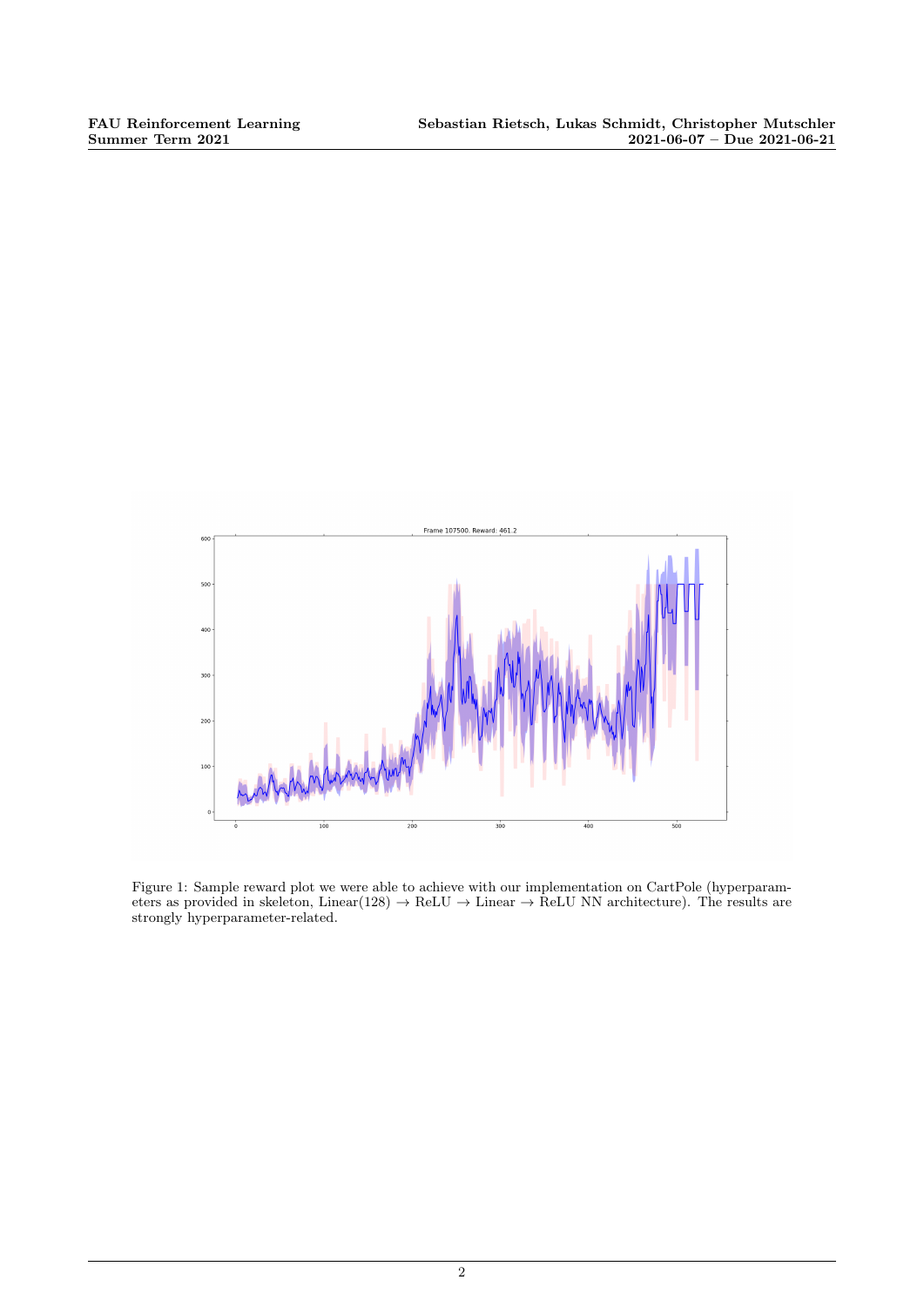Frame 107500. Reward: 461.2

600
500
400
300
200
100
0

0
100
200
300
400
500

Figure 1: Sample reward plot we were able to achieve with our implementation on CartPole (hyperparameters as provided in skeleton, Linear(128) → ReLU → Linear → ReLU NN architecture). The results are strongly hyperparameter-related.